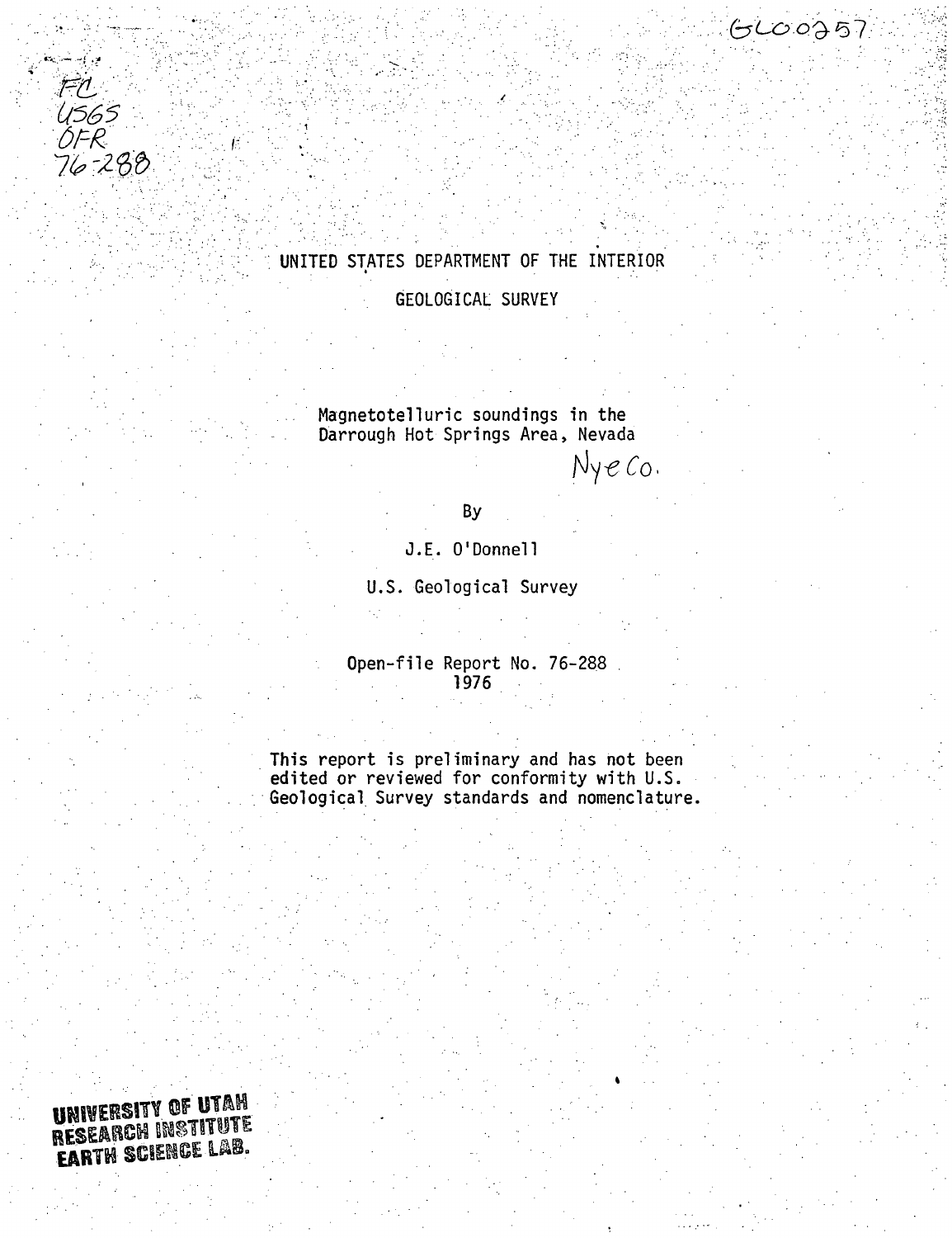GL00257

FC
USGS
OFR
76-288

UNITED STATES DEPARTMENT OF THE INTERIOR

GEOLOGICAL SURVEY

# Magnetotelluric soundings in the Darrough Hot Springs Area, Nevada

Nye Co.

By

J.E. O'Donnell

U.S. Geological Survey

Open-file Report No. 76-288
1976

This report is preliminary and has not been edited or reviewed for conformity with U.S. Geological Survey standards and nomenclature.

UNIVERSITY OF UTAH
RESEARCH INSTITUTE
EARTH SCIENCE LAB.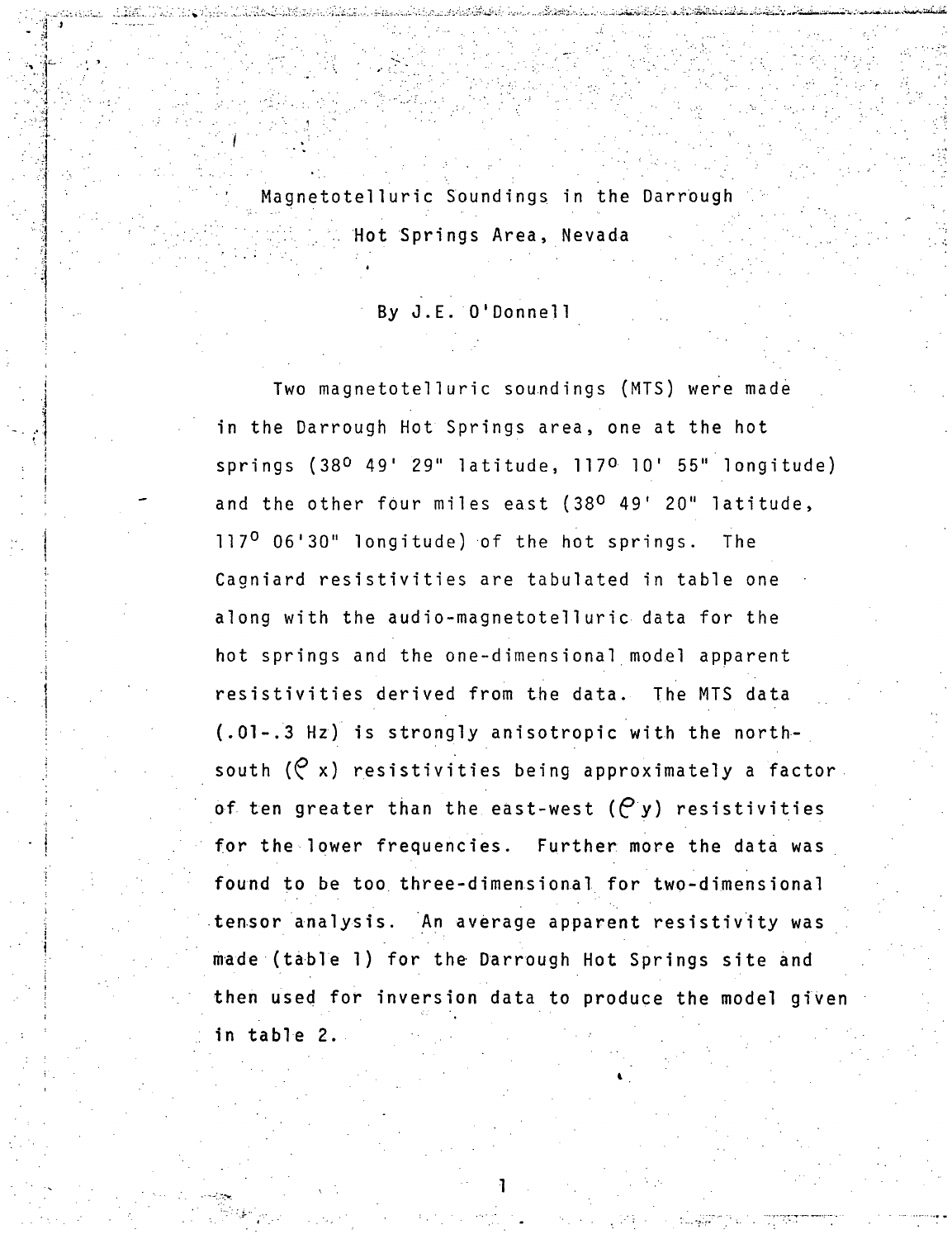# Magnetotelluric Soundings in the Darrough Hot Springs Area, Nevada

By J.E. O'Donnell

Two magnetotelluric soundings (MTS) were made in the Darrough Hot Springs area, one at the hot springs ($38^{o}$ 49' 29" latitude, $117^{o}$ 10' 55" longitude) and the other four miles east ($38^{o}$ 49' 20" latitude, $117^{o}$ 06'30" longitude) of the hot springs. The Cagniard resistivities are tabulated in table one along with the audio-magnetotelluric data for the hot springs and the one-dimensional model apparent resistivities derived from the data. The MTS data (.01-.3 Hz) is strongly anisotropic with the north-south ($\rho$ x) resistivities being approximately a factor of ten greater than the east-west ($\rho$ y) resistivities for the lower frequencies. Further more the data was found to be too three-dimensional for two-dimensional tensor analysis. An average apparent resistivity was made (table 1) for the Darrough Hot Springs site and then used for inversion data to produce the model given in table 2.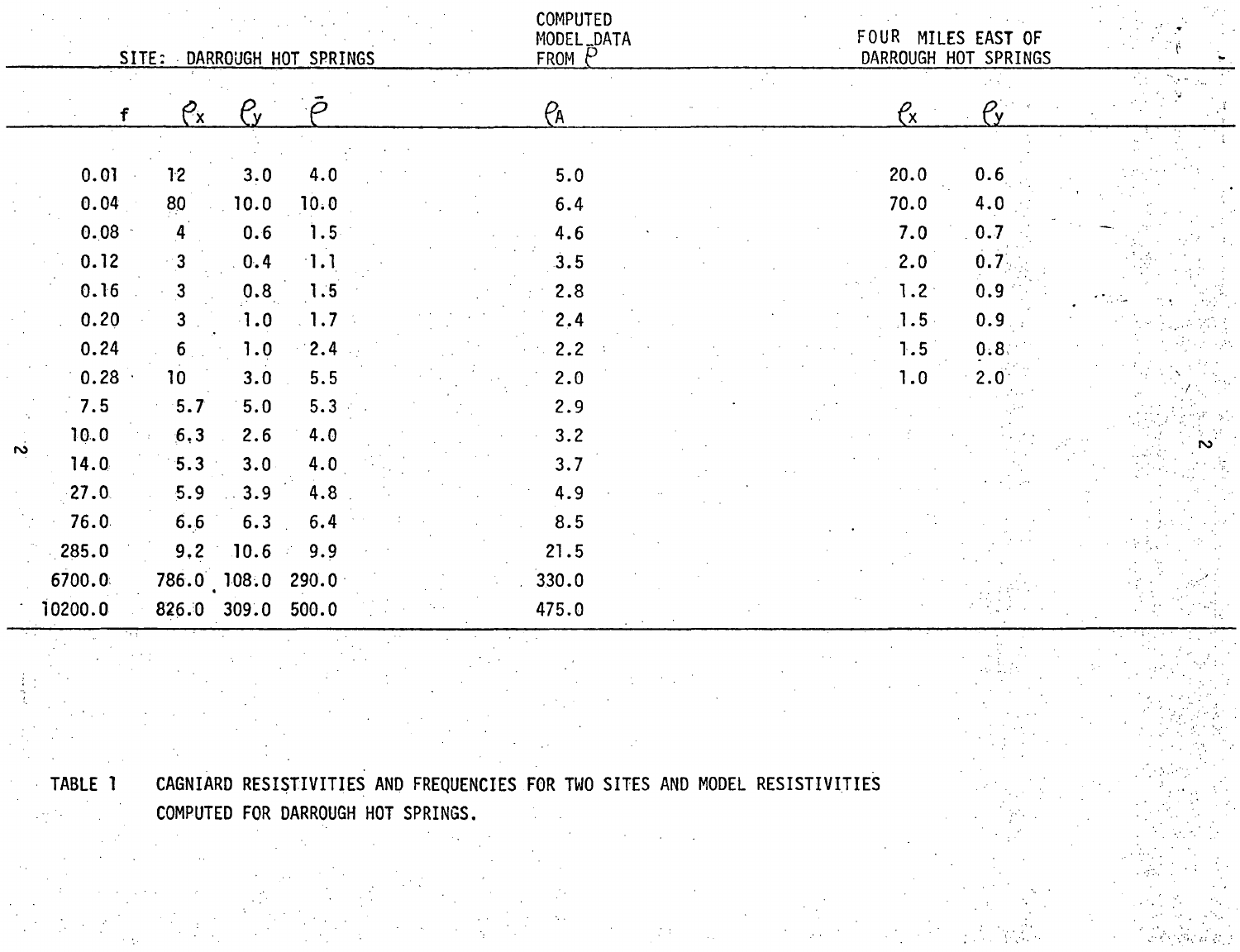| SITE: DARROUGH HOT SPRINGS | | | | COMPUTED MODEL DATA FROM $\bar{\rho}$ | FOUR MILES EAST OF DARROUGH HOT SPRINGS | |
|---|---|---|---|---|---|---|
| f | $\rho_x$ | $\rho_y$ | $\bar{\rho}$ | $\rho_A$ | $\rho_x$ | $\rho_y$ |
| 0.01 | 12 | 3.0 | 4.0 | 5.0 | 20.0 | 0.6 |
| 0.04 | 80 | 10.0 | 10.0 | 6.4 | 70.0 | 4.0 |
| 0.08 | 4 | 0.6 | 1.5 | 4.6 | 7.0 | 0.7 |
| 0.12 | 3 | 0.4 | 1.1 | 3.5 | 2.0 | 0.7 |
| 0.16 | 3 | 0.8 | 1.5 | 2.8 | 1.2 | 0.9 |
| 0.20 | 3 | 1.0 | 1.7 | 2.4 | 1.5 | 0.9 |
| 0.24 | 6 | 1.0 | 2.4 | 2.2 | 1.5 | 0.8 |
| 0.28 | 10 | 3.0 | 5.5 | 2.0 | 1.0 | 2.0 |
| 7.5 | 5.7 | 5.0 | 5.3 | 2.9 | | |
| 10.0 | 6.3 | 2.6 | 4.0 | 3.2 | | |
| 14.0 | 5.3 | 3.0 | 4.0 | 3.7 | | |
| 27.0 | 5.9 | 3.9 | 4.8 | 4.9 | | |
| 76.0 | 6.6 | 6.3 | 6.4 | 8.5 | | |
| 285.0 | 9.2 | 10.6 | 9.9 | 21.5 | | |
| 6700.0 | 786.0 | 108.0 | 290.0 | 330.0 | | |
| 10200.0 | 826.0 | 309.0 | 500.0 | 475.0 | | |

TABLE 1 CAGNIARD RESISTIVITIES AND FREQUENCIES FOR TWO SITES AND MODEL RESISTIVITIES COMPUTED FOR DARROUGH HOT SPRINGS.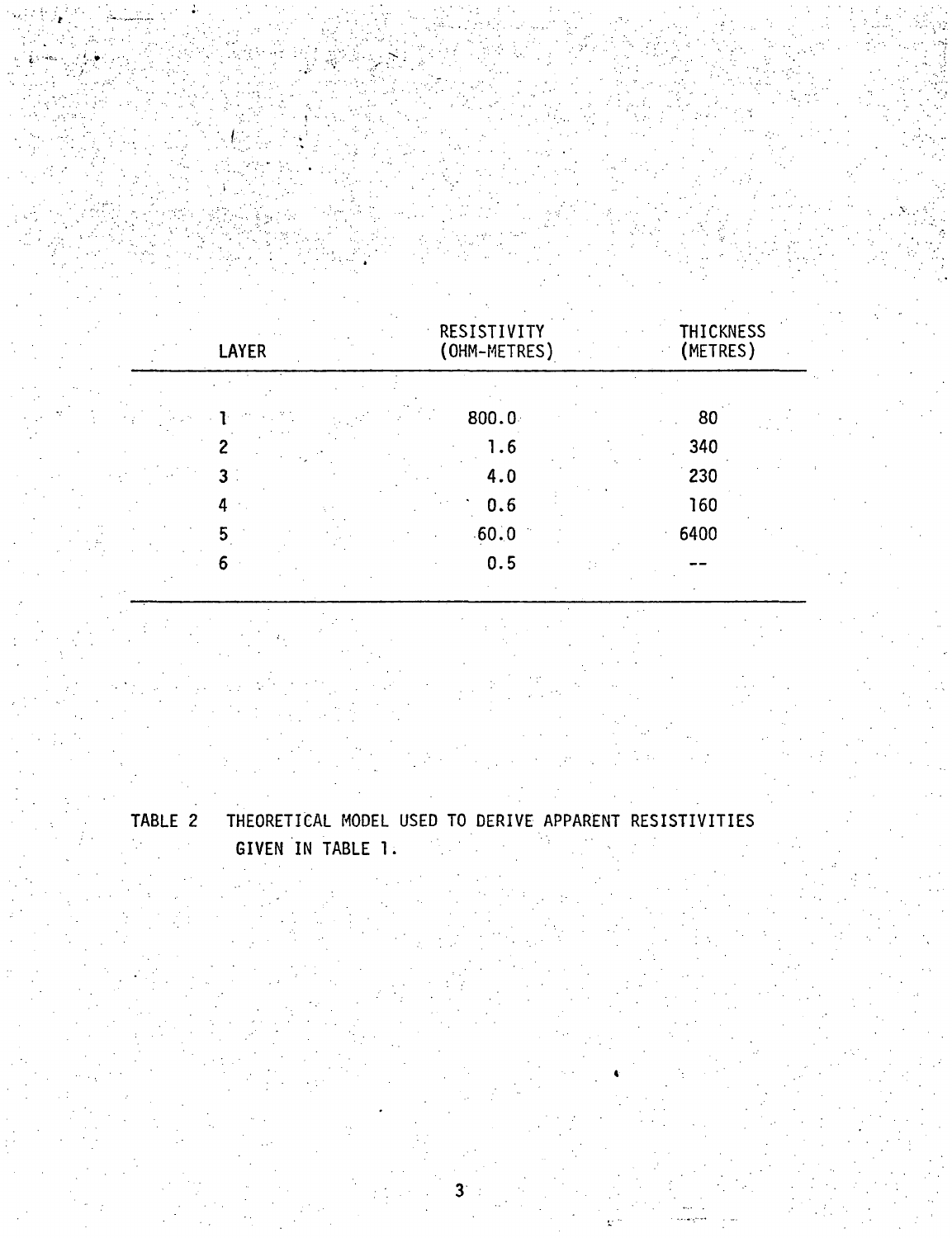| LAYER | RESISTIVITY (OHM-METRES) | THICKNESS (METRES) |
|---|---|---|
| 1 | 800.0 | 80 |
| 2 | 1.6 | 340 |
| 3 | 4.0 | 230 |
| 4 | 0.6 | 160 |
| 5 | 60.0 | 6400 |
| 6 | 0.5 | -- |

TABLE 2 THEORETICAL MODEL USED TO DERIVE APPARENT RESISTIVITIES GIVEN IN TABLE 1.